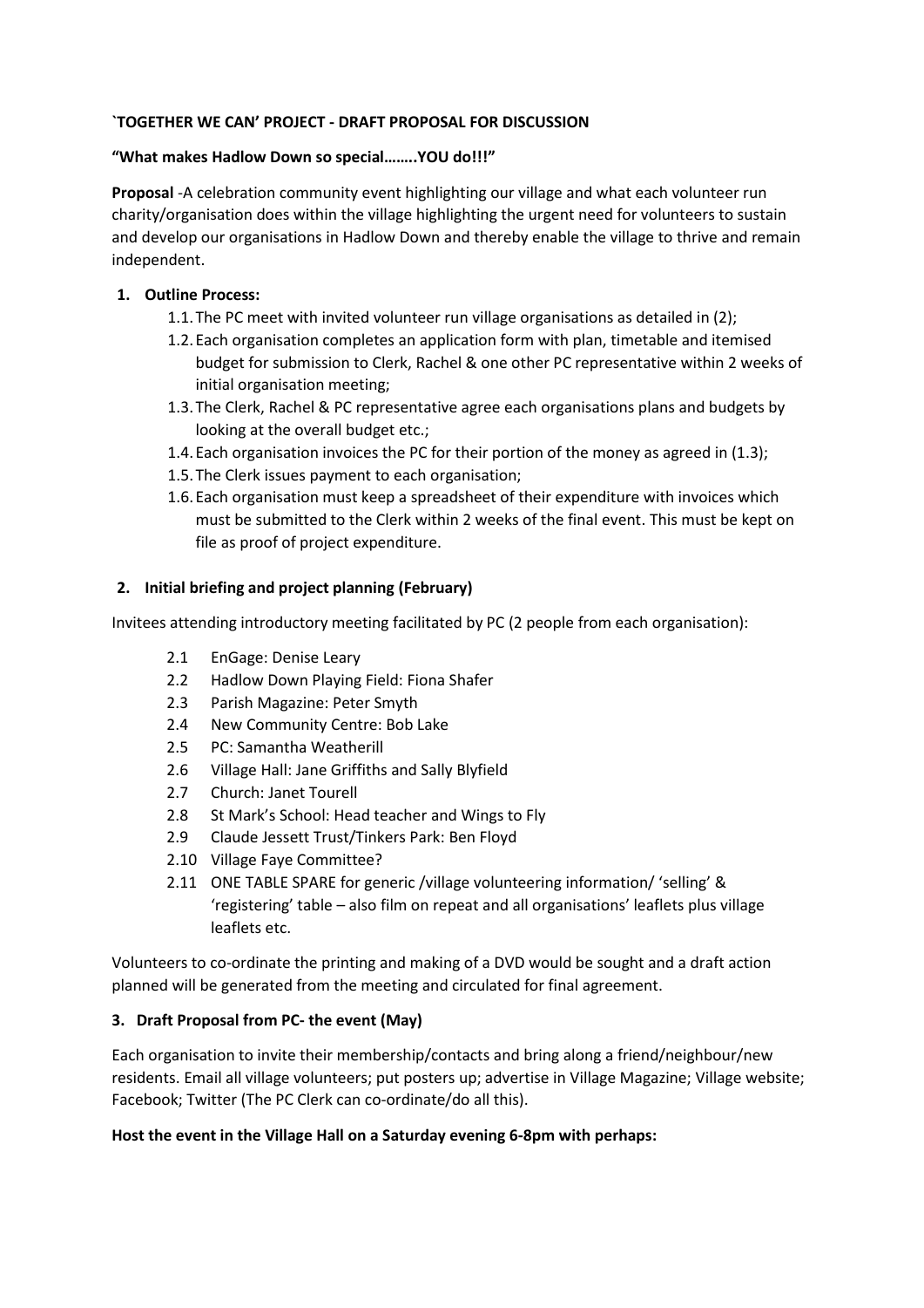**`TOGETHER WE CAN' PROJECT - DRAFT PROPOSAL FOR DISCUSSION**

**"What makes Hadlow Down so special……..YOU do!!!"**

**Proposal** -A celebration community event highlighting our village and what each volunteer run charity/organisation does within the village highlighting the urgent need for volunteers to sustain and develop our organisations in Hadlow Down and thereby enable the village to thrive and remain independent.

1. **Outline Process:**
   - 1.1. The PC meet with invited volunteer run village organisations as detailed in (2);
   - 1.2. Each organisation completes an application form with plan, timetable and itemised budget for submission to Clerk, Rachel & one other PC representative within 2 weeks of initial organisation meeting;
   - 1.3. The Clerk, Rachel & PC representative agree each organisations plans and budgets by looking at the overall budget etc.;
   - 1.4. Each organisation invoices the PC for their portion of the money as agreed in (1.3);
   - 1.5. The Clerk issues payment to each organisation;
   - 1.6. Each organisation must keep a spreadsheet of their expenditure with invoices which must be submitted to the Clerk within 2 weeks of the final event. This must be kept on file as proof of project expenditure.

2. **Initial briefing and project planning (February)**

Invitees attending introductory meeting facilitated by PC (2 people from each organisation):

- 2.1 EnGage: Denise Leary
- 2.2 Hadlow Down Playing Field: Fiona Shafer
- 2.3 Parish Magazine: Peter Smyth
- 2.4 New Community Centre: Bob Lake
- 2.5 PC: Samantha Weatherill
- 2.6 Village Hall: Jane Griffiths and Sally Blyfield
- 2.7 Church: Janet Tourell
- 2.8 St Mark's School: Head teacher and Wings to Fly
- 2.9 Claude Jessett Trust/Tinkers Park: Ben Floyd
- 2.10 Village Faye Committee?
- 2.11 ONE TABLE SPARE for generic /village volunteering information/ 'selling' & 'registering' table – also film on repeat and all organisations' leaflets plus village leaflets etc.

Volunteers to co-ordinate the printing and making of a DVD would be sought and a draft action planned will be generated from the meeting and circulated for final agreement.

3. **Draft Proposal from PC- the event (May)**

Each organisation to invite their membership/contacts and bring along a friend/neighbour/new residents. Email all village volunteers; put posters up; advertise in Village Magazine; Village website; Facebook; Twitter (The PC Clerk can co-ordinate/do all this).

**Host the event in the Village Hall on a Saturday evening 6-8pm with perhaps:**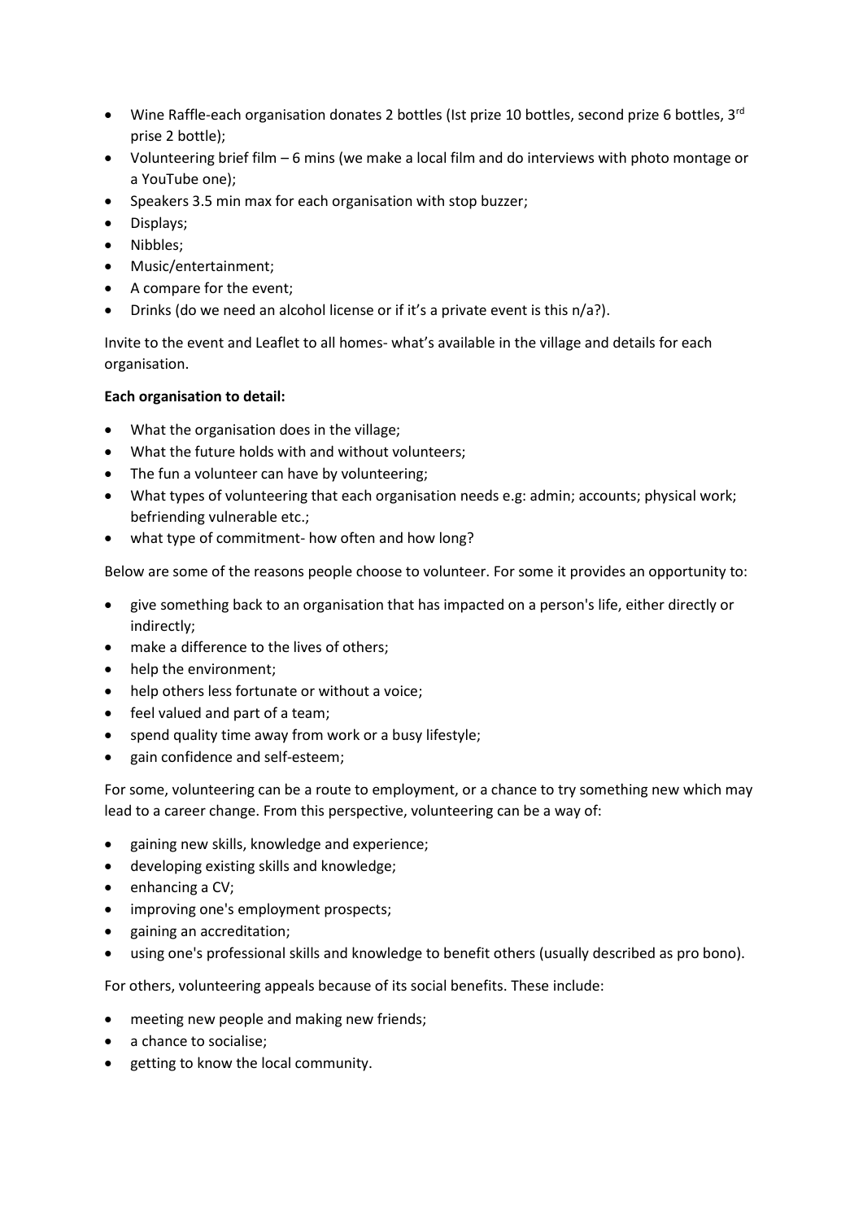- Wine Raffle-each organisation donates 2 bottles (Ist prize 10 bottles, second prize 6 bottles, 3rd prise 2 bottle);
- Volunteering brief film – 6 mins (we make a local film and do interviews with photo montage or a YouTube one);
- Speakers 3.5 min max for each organisation with stop buzzer;
- Displays;
- Nibbles;
- Music/entertainment;
- A compare for the event;
- Drinks (do we need an alcohol license or if it's a private event is this n/a?).

Invite to the event and Leaflet to all homes- what's available in the village and details for each organisation.

**Each organisation to detail:**

- What the organisation does in the village;
- What the future holds with and without volunteers;
- The fun a volunteer can have by volunteering;
- What types of volunteering that each organisation needs e.g: admin; accounts; physical work; befriending vulnerable etc.;
- what type of commitment- how often and how long?

Below are some of the reasons people choose to volunteer. For some it provides an opportunity to:

- give something back to an organisation that has impacted on a person's life, either directly or indirectly;
- make a difference to the lives of others;
- help the environment;
- help others less fortunate or without a voice;
- feel valued and part of a team;
- spend quality time away from work or a busy lifestyle;
- gain confidence and self-esteem;

For some, volunteering can be a route to employment, or a chance to try something new which may lead to a career change. From this perspective, volunteering can be a way of:

- gaining new skills, knowledge and experience;
- developing existing skills and knowledge;
- enhancing a CV;
- improving one's employment prospects;
- gaining an accreditation;
- using one's professional skills and knowledge to benefit others (usually described as pro bono).

For others, volunteering appeals because of its social benefits. These include:

- meeting new people and making new friends;
- a chance to socialise;
- getting to know the local community.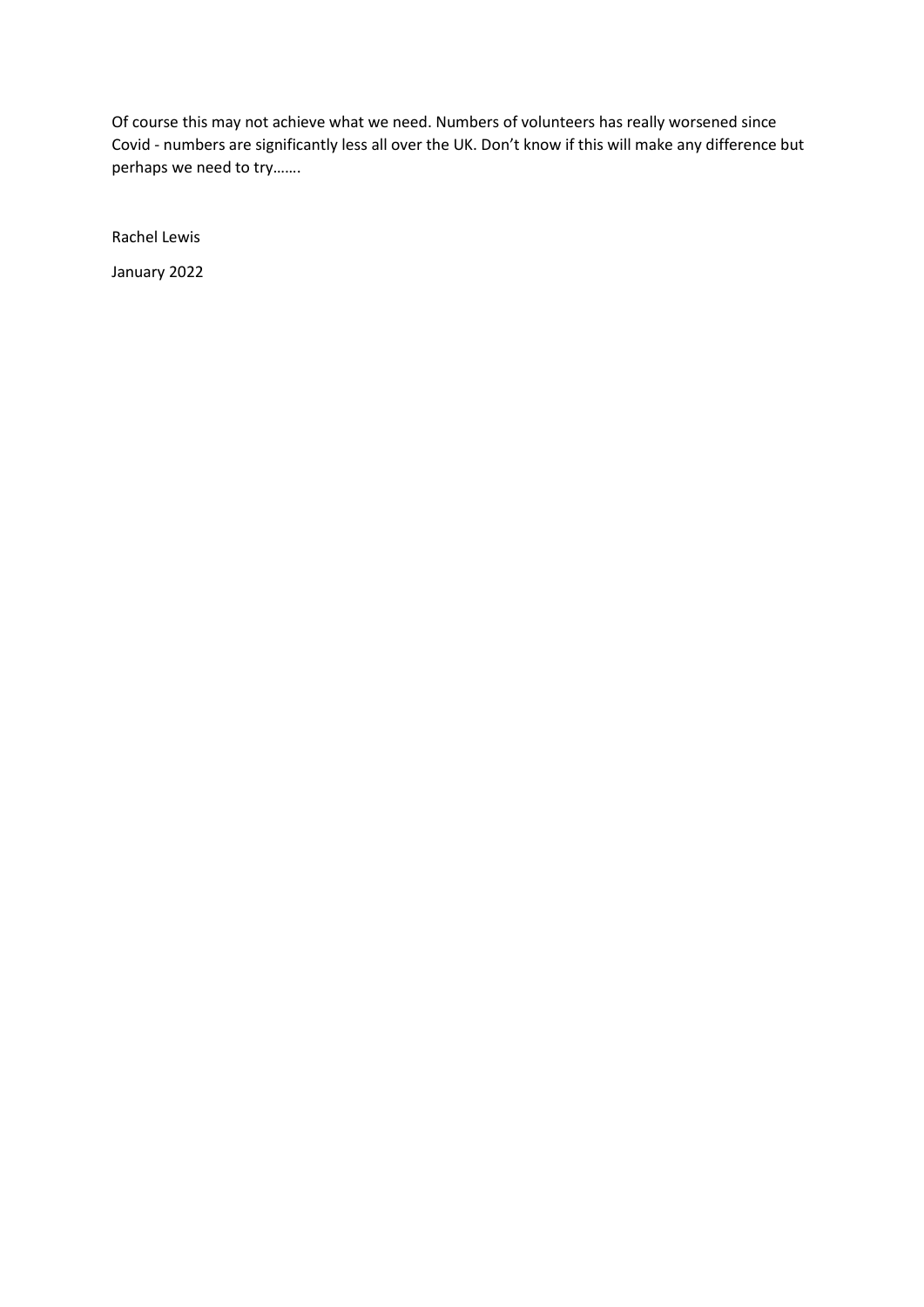Of course this may not achieve what we need. Numbers of volunteers has really worsened since Covid - numbers are significantly less all over the UK. Don't know if this will make any difference but perhaps we need to try…….

Rachel Lewis

January 2022